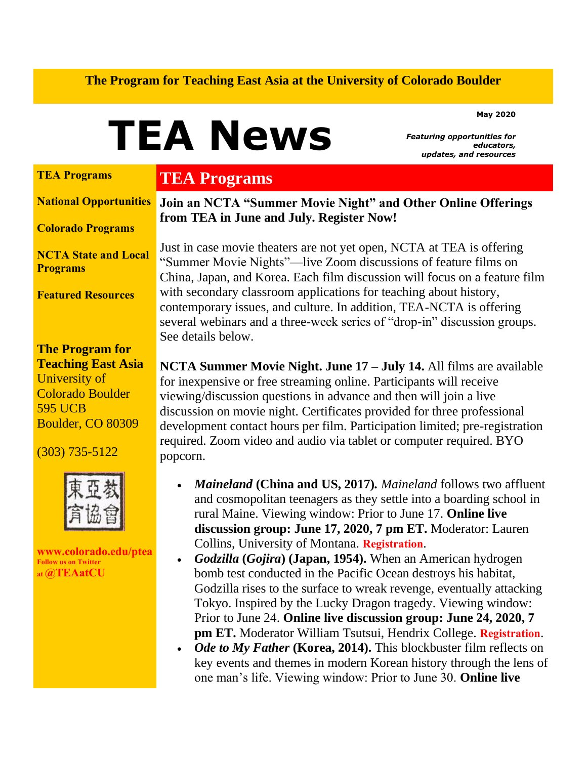**The Program for Teaching East Asia at the University of Colorado Boulder**

# TEA News

**May 2020**

***Featuring opportunities for educators, updates, and resources***

**TEA Programs**

**National Opportunities**

**Colorado Programs**

**NCTA State and Local Programs**

**Featured Resources**

**The Program for Teaching East Asia**
University of Colorado Boulder
595 UCB
Boulder, CO 80309

(303) 735-5122

東亞教育協會

**www.colorado.edu/ptea**
**Follow us on Twitter at @TEAatCU**

## TEA Programs

### Join an NCTA "Summer Movie Night" and Other Online Offerings from TEA in June and July. Register Now!

Just in case movie theaters are not yet open, NCTA at TEA is offering "Summer Movie Nights"—live Zoom discussions of feature films on China, Japan, and Korea. Each film discussion will focus on a feature film with secondary classroom applications for teaching about history, contemporary issues, and culture. In addition, TEA-NCTA is offering several webinars and a three-week series of "drop-in" discussion groups. See details below.

**NCTA Summer Movie Night. June 17 – July 14.** All films are available for inexpensive or free streaming online. Participants will receive viewing/discussion questions in advance and then will join a live discussion on movie night. Certificates provided for three professional development contact hours per film. Participation limited; pre-registration required. Zoom video and audio via tablet or computer required. BYO popcorn.

- ***Maineland* (China and US, 2017).** *Maineland* follows two affluent and cosmopolitan teenagers as they settle into a boarding school in rural Maine. Viewing window: Prior to June 17. **Online live discussion group: June 17, 2020, 7 pm ET.** Moderator: Lauren Collins, University of Montana. **Registration**.
- ***Godzilla* (*Gojira*) (Japan, 1954).** When an American hydrogen bomb test conducted in the Pacific Ocean destroys his habitat, Godzilla rises to the surface to wreak revenge, eventually attacking Tokyo. Inspired by the Lucky Dragon tragedy. Viewing window: Prior to June 24. **Online live discussion group: June 24, 2020, 7 pm ET.** Moderator William Tsutsui, Hendrix College. **Registration**.
- ***Ode to My Father* (Korea, 2014).** This blockbuster film reflects on key events and themes in modern Korean history through the lens of one man's life. Viewing window: Prior to June 30. **Online live**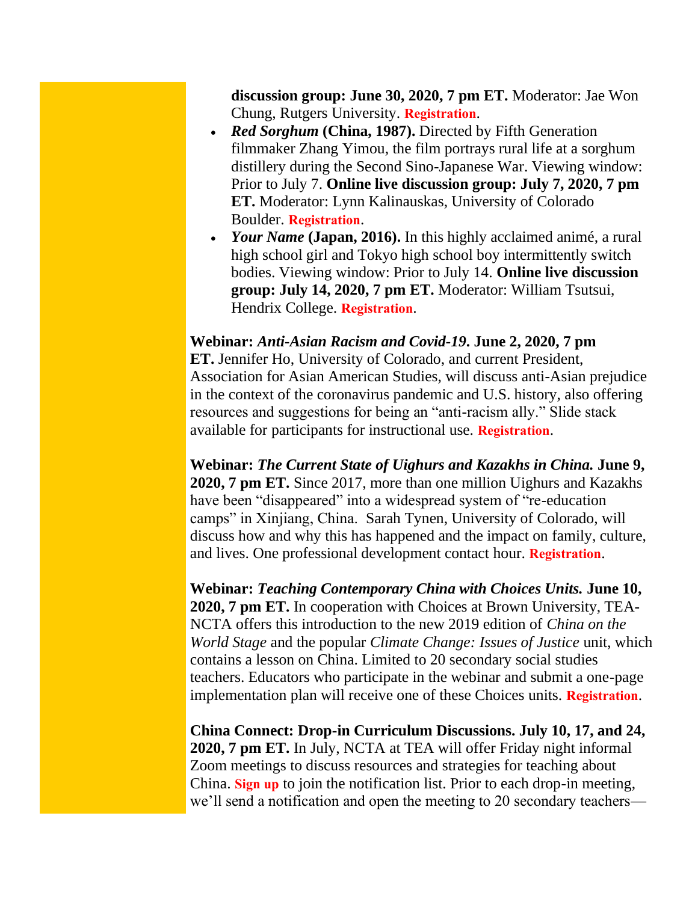discussion group: June 30, 2020, 7 pm ET.** Moderator: Jae Won Chung, Rutgers University. **Registration**.

- ***Red Sorghum* (China, 1987).** Directed by Fifth Generation filmmaker Zhang Yimou, the film portrays rural life at a sorghum distillery during the Second Sino-Japanese War. Viewing window: Prior to July 7. **Online live discussion group: July 7, 2020, 7 pm ET.** Moderator: Lynn Kalinauskas, University of Colorado Boulder. **Registration**.
- ***Your Name* (Japan, 2016).** In this highly acclaimed animé, a rural high school girl and Tokyo high school boy intermittently switch bodies. Viewing window: Prior to July 14. **Online live discussion group: July 14, 2020, 7 pm ET.** Moderator: William Tsutsui, Hendrix College. **Registration**.

**Webinar: *Anti-Asian Racism and Covid-19*. June 2, 2020, 7 pm ET.** Jennifer Ho, University of Colorado, and current President, Association for Asian American Studies, will discuss anti-Asian prejudice in the context of the coronavirus pandemic and U.S. history, also offering resources and suggestions for being an "anti-racism ally." Slide stack available for participants for instructional use. **Registration**.

**Webinar: *The Current State of Uighurs and Kazakhs in China.* June 9, 2020, 7 pm ET.** Since 2017, more than one million Uighurs and Kazakhs have been "disappeared" into a widespread system of "re-education camps" in Xinjiang, China. Sarah Tynen, University of Colorado, will discuss how and why this has happened and the impact on family, culture, and lives. One professional development contact hour. **Registration**.

**Webinar: *Teaching Contemporary China with Choices Units.* June 10, 2020, 7 pm ET.** In cooperation with Choices at Brown University, TEA-NCTA offers this introduction to the new 2019 edition of *China on the World Stage* and the popular *Climate Change: Issues of Justice* unit, which contains a lesson on China. Limited to 20 secondary social studies teachers. Educators who participate in the webinar and submit a one-page implementation plan will receive one of these Choices units. **Registration**.

**China Connect: Drop-in Curriculum Discussions. July 10, 17, and 24, 2020, 7 pm ET.** In July, NCTA at TEA will offer Friday night informal Zoom meetings to discuss resources and strategies for teaching about China. **Sign up** to join the notification list. Prior to each drop-in meeting, we'll send a notification and open the meeting to 20 secondary teachers—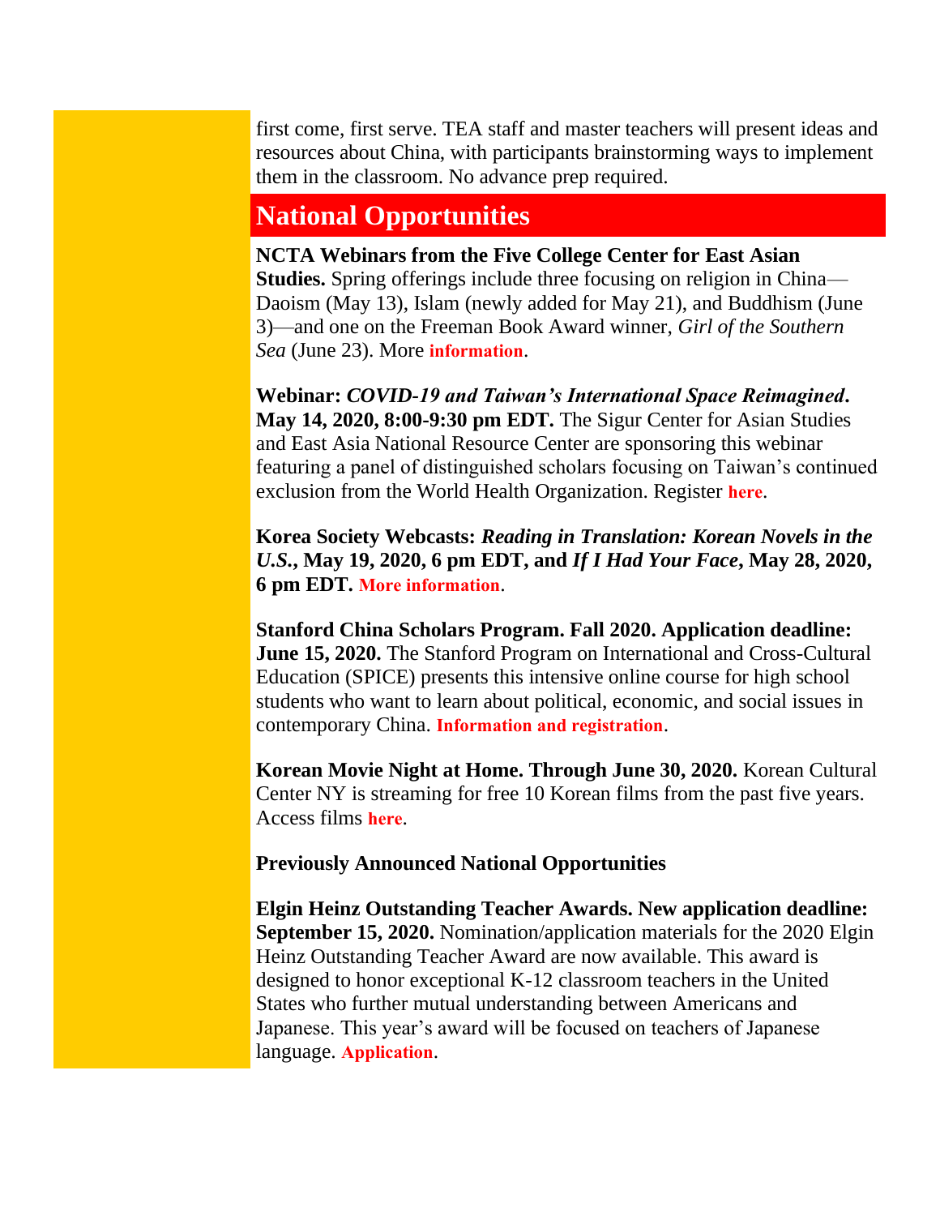first come, first serve. TEA staff and master teachers will present ideas and resources about China, with participants brainstorming ways to implement them in the classroom. No advance prep required.

## National Opportunities

**NCTA Webinars from the Five College Center for East Asian Studies.** Spring offerings include three focusing on religion in China—Daoism (May 13), Islam (newly added for May 21), and Buddhism (June 3)—and one on the Freeman Book Award winner, *Girl of the Southern Sea* (June 23). More **information**.

**Webinar: *COVID-19 and Taiwan's International Space Reimagined*. May 14, 2020, 8:00-9:30 pm EDT.** The Sigur Center for Asian Studies and East Asia National Resource Center are sponsoring this webinar featuring a panel of distinguished scholars focusing on Taiwan's continued exclusion from the World Health Organization. Register **here**.

**Korea Society Webcasts: *Reading in Translation: Korean Novels in the U.S.*, May 19, 2020, 6 pm EDT, and *If I Had Your Face*, May 28, 2020, 6 pm EDT. More information.**

**Stanford China Scholars Program. Fall 2020. Application deadline: June 15, 2020.** The Stanford Program on International and Cross-Cultural Education (SPICE) presents this intensive online course for high school students who want to learn about political, economic, and social issues in contemporary China. **Information and registration**.

**Korean Movie Night at Home. Through June 30, 2020.** Korean Cultural Center NY is streaming for free 10 Korean films from the past five years. Access films **here**.

**Previously Announced National Opportunities**

**Elgin Heinz Outstanding Teacher Awards. New application deadline: September 15, 2020.** Nomination/application materials for the 2020 Elgin Heinz Outstanding Teacher Award are now available. This award is designed to honor exceptional K-12 classroom teachers in the United States who further mutual understanding between Americans and Japanese. This year's award will be focused on teachers of Japanese language. **Application**.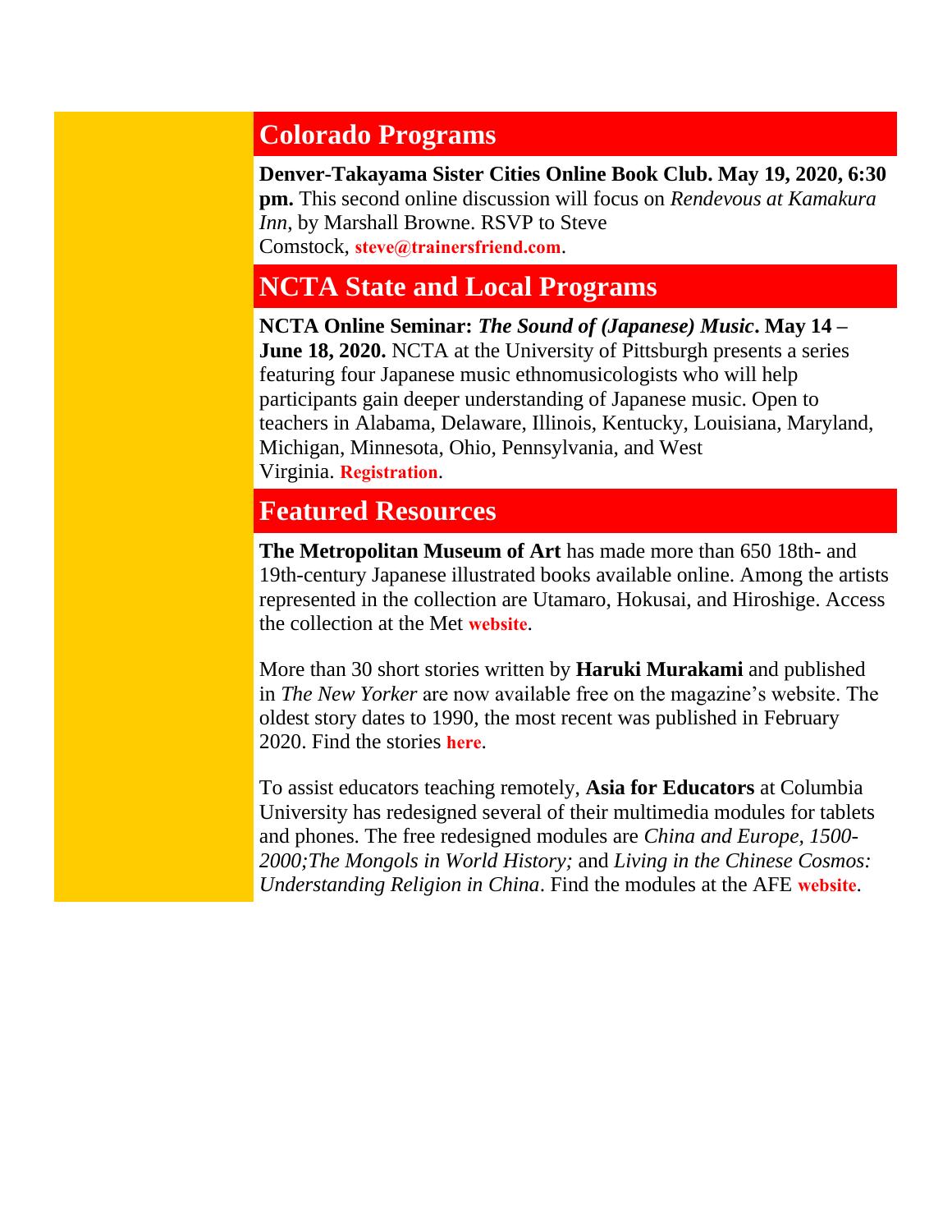## Colorado Programs

**Denver-Takayama Sister Cities Online Book Club. May 19, 2020, 6:30 pm.** This second online discussion will focus on *Rendevous at Kamakura Inn*, by Marshall Browne. RSVP to Steve Comstock, **steve@trainersfriend.com**.

## NCTA State and Local Programs

**NCTA Online Seminar: *The Sound of (Japanese) Music*. May 14 – June 18, 2020.** NCTA at the University of Pittsburgh presents a series featuring four Japanese music ethnomusicologists who will help participants gain deeper understanding of Japanese music. Open to teachers in Alabama, Delaware, Illinois, Kentucky, Louisiana, Maryland, Michigan, Minnesota, Ohio, Pennsylvania, and West Virginia. **Registration**.

## Featured Resources

**The Metropolitan Museum of Art** has made more than 650 18th- and 19th-century Japanese illustrated books available online. Among the artists represented in the collection are Utamaro, Hokusai, and Hiroshige. Access the collection at the Met **website**.

More than 30 short stories written by **Haruki Murakami** and published in *The New Yorker* are now available free on the magazine's website. The oldest story dates to 1990, the most recent was published in February 2020. Find the stories **here**.

To assist educators teaching remotely, **Asia for Educators** at Columbia University has redesigned several of their multimedia modules for tablets and phones. The free redesigned modules are *China and Europe, 1500-2000;The Mongols in World History;* and *Living in the Chinese Cosmos: Understanding Religion in China*. Find the modules at the AFE **website**.